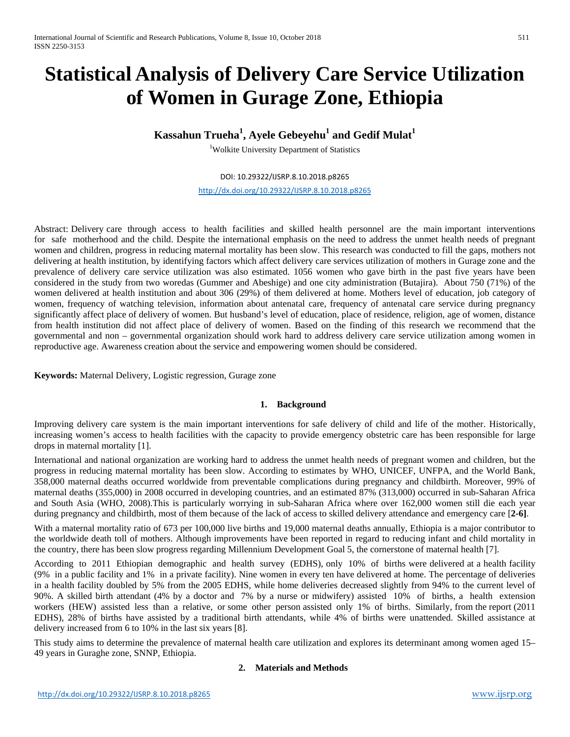# Statistical Analysis of Delivery Care Service Utilization of Women in Gurage Zone, Ethiopia

**Kassahun Trueha[1], Ayele Gebeyehu[1] and Gedif Mulat[1]**

[1]Wolkite University Department of Statistics

DOI: 10.29322/IJSRP.8.10.2018.p8265

http://dx.doi.org/10.29322/IJSRP.8.10.2018.p8265

Abstract: Delivery care through access to health facilities and skilled health personnel are the main important interventions for safe motherhood and the child. Despite the international emphasis on the need to address the unmet health needs of pregnant women and children, progress in reducing maternal mortality has been slow. This research was conducted to fill the gaps, mothers not delivering at health institution, by identifying factors which affect delivery care services utilization of mothers in Gurage zone and the prevalence of delivery care service utilization was also estimated. 1056 women who gave birth in the past five years have been considered in the study from two woredas (Gummer and Abeshige) and one city administration (Butajira). About 750 (71%) of the women delivered at health institution and about 306 (29%) of them delivered at home. Mothers level of education, job category of women, frequency of watching television, information about antenatal care, frequency of antenatal care service during pregnancy significantly affect place of delivery of women. But husband's level of education, place of residence, religion, age of women, distance from health institution did not affect place of delivery of women. Based on the finding of this research we recommend that the governmental and non – governmental organization should work hard to address delivery care service utilization among women in reproductive age. Awareness creation about the service and empowering women should be considered.

**Keywords:** Maternal Delivery, Logistic regression, Gurage zone

## 1. Background

Improving delivery care system is the main important interventions for safe delivery of child and life of the mother. Historically, increasing women's access to health facilities with the capacity to provide emergency obstetric care has been responsible for large drops in maternal mortality [1].

International and national organization are working hard to address the unmet health needs of pregnant women and children, but the progress in reducing maternal mortality has been slow. According to estimates by WHO, UNICEF, UNFPA, and the World Bank, 358,000 maternal deaths occurred worldwide from preventable complications during pregnancy and childbirth. Moreover, 99% of maternal deaths (355,000) in 2008 occurred in developing countries, and an estimated 87% (313,000) occurred in sub-Saharan Africa and South Asia (WHO, 2008).This is particularly worrying in sub-Saharan Africa where over 162,000 women still die each year during pregnancy and childbirth, most of them because of the lack of access to skilled delivery attendance and emergency care [**2-6]**.

With a maternal mortality ratio of 673 per 100,000 live births and 19,000 maternal deaths annually, Ethiopia is a major contributor to the worldwide death toll of mothers. Although improvements have been reported in regard to reducing infant and child mortality in the country, there has been slow progress regarding Millennium Development Goal 5, the cornerstone of maternal health [7].

According to 2011 Ethiopian demographic and health survey (EDHS), only 10% of births were delivered at a health facility (9% in a public facility and 1% in a private facility). Nine women in every ten have delivered at home. The percentage of deliveries in a health facility doubled by 5% from the 2005 EDHS, while home deliveries decreased slightly from 94% to the current level of 90%. A skilled birth attendant (4% by a doctor and 7% by a nurse or midwifery) assisted 10% of births, a health extension workers (HEW) assisted less than a relative, or some other person assisted only 1% of births. Similarly, from the report (2011 EDHS), 28% of births have assisted by a traditional birth attendants, while 4% of births were unattended. Skilled assistance at delivery increased from 6 to 10% in the last six years [8].

This study aims to determine the prevalence of maternal health care utilization and explores its determinant among women aged 15–49 years in Guraghe zone, SNNP, Ethiopia.

## 2. Materials and Methods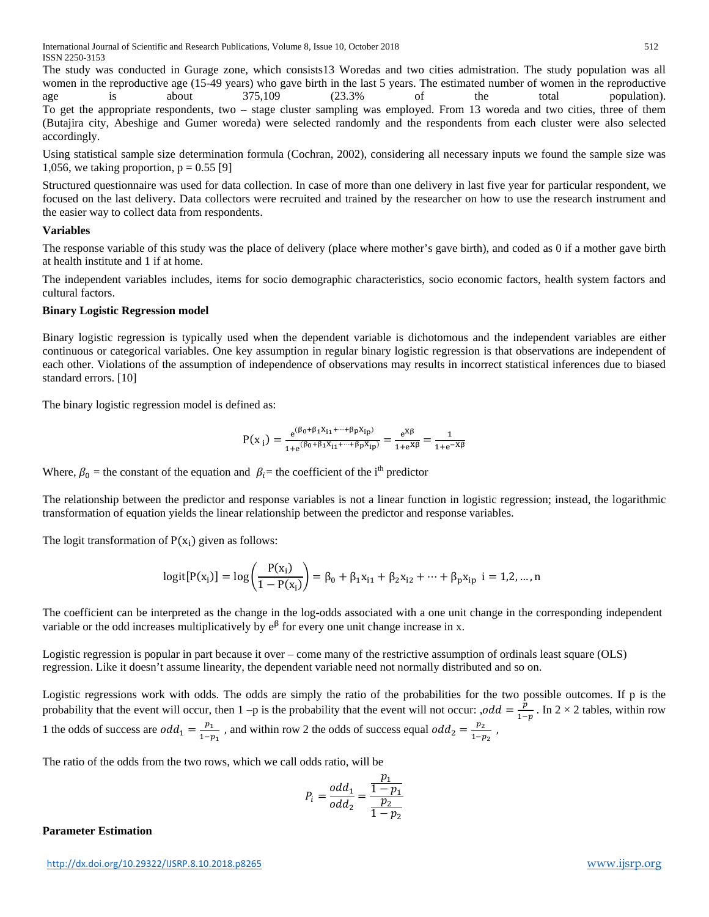The study was conducted in Gurage zone, which consists13 Woredas and two cities admistration. The study population was all women in the reproductive age (15-49 years) who gave birth in the last 5 years. The estimated number of women in the reproductive age is about 375,109 (23.3% of the total population).
To get the appropriate respondents, two – stage cluster sampling was employed. From 13 woreda and two cities, three of them (Butajira city, Abeshige and Gumer woreda) were selected randomly and the respondents from each cluster were also selected accordingly.

Using statistical sample size determination formula (Cochran, 2002), considering all necessary inputs we found the sample size was 1,056, we taking proportion, $p = 0.55$ [9]

Structured questionnaire was used for data collection. In case of more than one delivery in last five year for particular respondent, we focused on the last delivery. Data collectors were recruited and trained by the researcher on how to use the research instrument and the easier way to collect data from respondents.

**Variables**

The response variable of this study was the place of delivery (place where mother's gave birth), and coded as 0 if a mother gave birth at health institute and 1 if at home.

The independent variables includes, items for socio demographic characteristics, socio economic factors, health system factors and cultural factors.

**Binary Logistic Regression model**

Binary logistic regression is typically used when the dependent variable is dichotomous and the independent variables are either continuous or categorical variables. One key assumption in regular binary logistic regression is that observations are independent of each other. Violations of the assumption of independence of observations may results in incorrect statistical inferences due to biased standard errors. [10]

The binary logistic regression model is defined as:

$$P(x_i) = \frac{e^{(\beta_0+\beta_1 x_{i1}+\cdots+\beta_p x_{ip})}}{1+e^{(\beta_0+\beta_1 x_{i1}+\cdots+\beta_p x_{ip})}} = \frac{e^{X\beta}}{1+e^{X\beta}} = \frac{1}{1+e^{-X\beta}}$$

Where, $\beta_0$ = the constant of the equation and $\beta_i$= the coefficient of the i[th] predictor

The relationship between the predictor and response variables is not a linear function in logistic regression; instead, the logarithmic transformation of equation yields the linear relationship between the predictor and response variables.

The logit transformation of $P(x_i)$ given as follows:

$$\text{logit}[P(x_i)] = \log\left(\frac{P(x_i)}{1-P(x_i)}\right) = \beta_0 + \beta_1 x_{i1} + \beta_2 x_{i2} + \cdots + \beta_p x_{ip} \quad i = 1,2,\ldots,n$$

The coefficient can be interpreted as the change in the log-odds associated with a one unit change in the corresponding independent variable or the odd increases multiplicatively by $e^{\beta}$ for every one unit change increase in x.

Logistic regression is popular in part because it over – come many of the restrictive assumption of ordinals least square (OLS) regression. Like it doesn't assume linearity, the dependent variable need not normally distributed and so on.

Logistic regressions work with odds. The odds are simply the ratio of the probabilities for the two possible outcomes. If p is the probability that the event will occur, then 1 –p is the probability that the event will not occur: ,$odd = \frac{p}{1-p}$ . In 2 × 2 tables, within row 1 the odds of success are $odd_1 = \frac{p_1}{1-p_1}$ , and within row 2 the odds of success equal $odd_2 = \frac{p_2}{1-p_2}$ ,

The ratio of the odds from the two rows, which we call odds ratio, will be

$$P_i = \frac{odd_1}{odd_2} = \frac{\frac{p_1}{1-p_1}}{\frac{p_2}{1-p_2}}$$

**Parameter Estimation**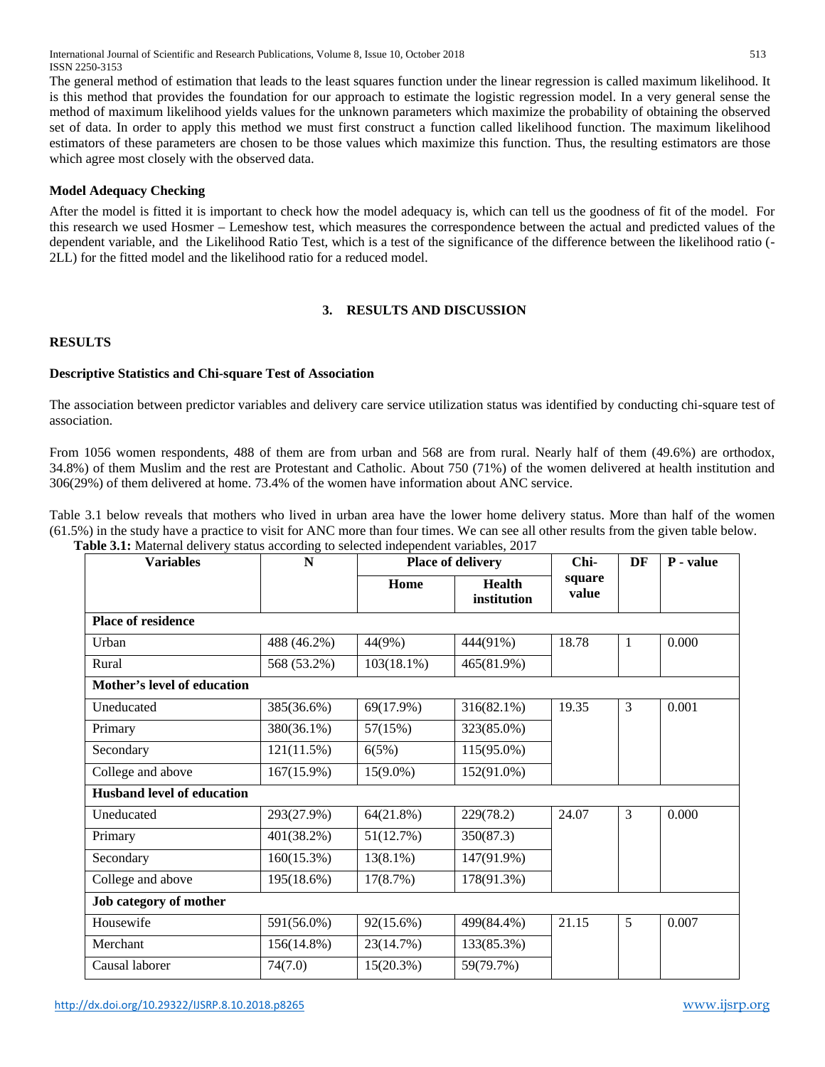The general method of estimation that leads to the least squares function under the linear regression is called maximum likelihood. It is this method that provides the foundation for our approach to estimate the logistic regression model. In a very general sense the method of maximum likelihood yields values for the unknown parameters which maximize the probability of obtaining the observed set of data. In order to apply this method we must first construct a function called likelihood function. The maximum likelihood estimators of these parameters are chosen to be those values which maximize this function. Thus, the resulting estimators are those which agree most closely with the observed data.

**Model Adequacy Checking**

After the model is fitted it is important to check how the model adequacy is, which can tell us the goodness of fit of the model. For this research we used Hosmer – Lemeshow test, which measures the correspondence between the actual and predicted values of the dependent variable, and the Likelihood Ratio Test, which is a test of the significance of the difference between the likelihood ratio (-2LL) for the fitted model and the likelihood ratio for a reduced model.

## 3. RESULTS AND DISCUSSION

**RESULTS**

**Descriptive Statistics and Chi-square Test of Association**

The association between predictor variables and delivery care service utilization status was identified by conducting chi-square test of association.

From 1056 women respondents, 488 of them are from urban and 568 are from rural. Nearly half of them (49.6%) are orthodox, 34.8%) of them Muslim and the rest are Protestant and Catholic. About 750 (71%) of the women delivered at health institution and 306(29%) of them delivered at home. 73.4% of the women have information about ANC service.

Table 3.1 below reveals that mothers who lived in urban area have the lower home delivery status. More than half of the women (61.5%) in the study have a practice to visit for ANC more than four times. We can see all other results from the given table below.

**Table 3.1:** Maternal delivery status according to selected independent variables, 2017

| Variables | N | Place of delivery | | Chi-square value | DF | P - value |
|---|---|---|---|---|---|---|
| | | Home | Health institution | | | |
| **Place of residence** | | | | | | |
| Urban | 488 (46.2%) | 44(9%) | 444(91%) | 18.78 | 1 | 0.000 |
| Rural | 568 (53.2%) | 103(18.1%) | 465(81.9%) | | | |
| **Mother's level of education** | | | | | | |
| Uneducated | 385(36.6%) | 69(17.9%) | 316(82.1%) | 19.35 | 3 | 0.001 |
| Primary | 380(36.1%) | 57(15%) | 323(85.0%) | | | |
| Secondary | 121(11.5%) | 6(5%) | 115(95.0%) | | | |
| College and above | 167(15.9%) | 15(9.0%) | 152(91.0%) | | | |
| **Husband level of education** | | | | | | |
| Uneducated | 293(27.9%) | 64(21.8%) | 229(78.2) | 24.07 | 3 | 0.000 |
| Primary | 401(38.2%) | 51(12.7%) | 350(87.3) | | | |
| Secondary | 160(15.3%) | 13(8.1%) | 147(91.9%) | | | |
| College and above | 195(18.6%) | 17(8.7%) | 178(91.3%) | | | |
| **Job category of mother** | | | | | | |
| Housewife | 591(56.0%) | 92(15.6%) | 499(84.4%) | 21.15 | 5 | 0.007 |
| Merchant | 156(14.8%) | 23(14.7%) | 133(85.3%) | | | |
| Causal laborer | 74(7.0) | 15(20.3%) | 59(79.7%) | | | |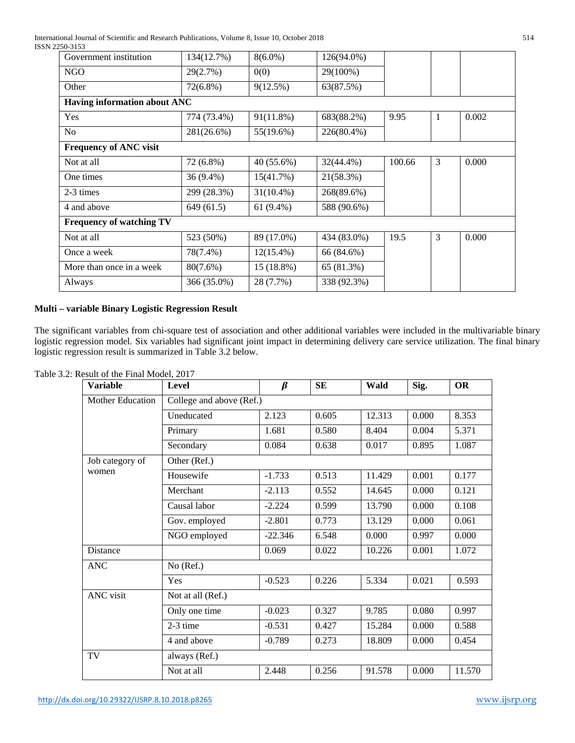| Government institution | 134(12.7%) | 8(6.0%) | 126(94.0%) | | | |
|---|---|---|---|---|---|---|
| NGO | 29(2.7%) | 0(0) | 29(100%) | | | |
| Other | 72(6.8%) | 9(12.5%) | 63(87.5%) | | | |
| **Having information about ANC** | | | | | | |
| Yes | 774 (73.4%) | 91(11.8%) | 683(88.2%) | 9.95 | 1 | 0.002 |
| No | 281(26.6%) | 55(19.6%) | 226(80.4%) | | | |
| **Frequency of ANC visit** | | | | | | |
| Not at all | 72 (6.8%) | 40 (55.6%) | 32(44.4%) | 100.66 | 3 | 0.000 |
| One times | 36 (9.4%) | 15(41.7%) | 21(58.3%) | | | |
| 2-3 times | 299 (28.3%) | 31(10.4%) | 268(89.6%) | | | |
| 4 and above | 649 (61.5) | 61 (9.4%) | 588 (90.6%) | | | |
| **Frequency of watching TV** | | | | | | |
| Not at all | 523 (50%) | 89 (17.0%) | 434 (83.0%) | 19.5 | 3 | 0.000 |
| Once a week | 78(7.4%) | 12(15.4%) | 66 (84.6%) | | | |
| More than once in a week | 80(7.6%) | 15 (18.8%) | 65 (81.3%) | | | |
| Always | 366 (35.0%) | 28 (7.7%) | 338 (92.3%) | | | |

**Multi – variable Binary Logistic Regression Result**

The significant variables from chi-square test of association and other additional variables were included in the multivariable binary logistic regression model. Six variables had significant joint impact in determining delivery care service utilization. The final binary logistic regression result is summarized in Table 3.2 below.

Table 3.2: Result of the Final Model, 2017

| Variable | Level | $\beta$ | SE | Wald | Sig. | OR |
|---|---|---|---|---|---|---|
| Mother Education | College and above (Ref.) | | | | | |
| | Uneducated | 2.123 | 0.605 | 12.313 | 0.000 | 8.353 |
| | Primary | 1.681 | 0.580 | 8.404 | 0.004 | 5.371 |
| | Secondary | 0.084 | 0.638 | 0.017 | 0.895 | 1.087 |
| Job category of women | Other (Ref.) | | | | | |
| | Housewife | -1.733 | 0.513 | 11.429 | 0.001 | 0.177 |
| | Merchant | -2.113 | 0.552 | 14.645 | 0.000 | 0.121 |
| | Causal labor | -2.224 | 0.599 | 13.790 | 0.000 | 0.108 |
| | Gov. employed | -2.801 | 0.773 | 13.129 | 0.000 | 0.061 |
| | NGO employed | -22.346 | 6.548 | 0.000 | 0.997 | 0.000 |
| Distance | | 0.069 | 0.022 | 10.226 | 0.001 | 1.072 |
| ANC | No (Ref.) | | | | | |
| | Yes | -0.523 | 0.226 | 5.334 | 0.021 | 0.593 |
| ANC visit | Not at all (Ref.) | | | | | |
| | Only one time | -0.023 | 0.327 | 9.785 | 0.080 | 0.997 |
| | 2-3 time | -0.531 | 0.427 | 15.284 | 0.000 | 0.588 |
| | 4 and above | -0.789 | 0.273 | 18.809 | 0.000 | 0.454 |
| TV | always (Ref.) | | | | | |
| | Not at all | 2.448 | 0.256 | 91.578 | 0.000 | 11.570 |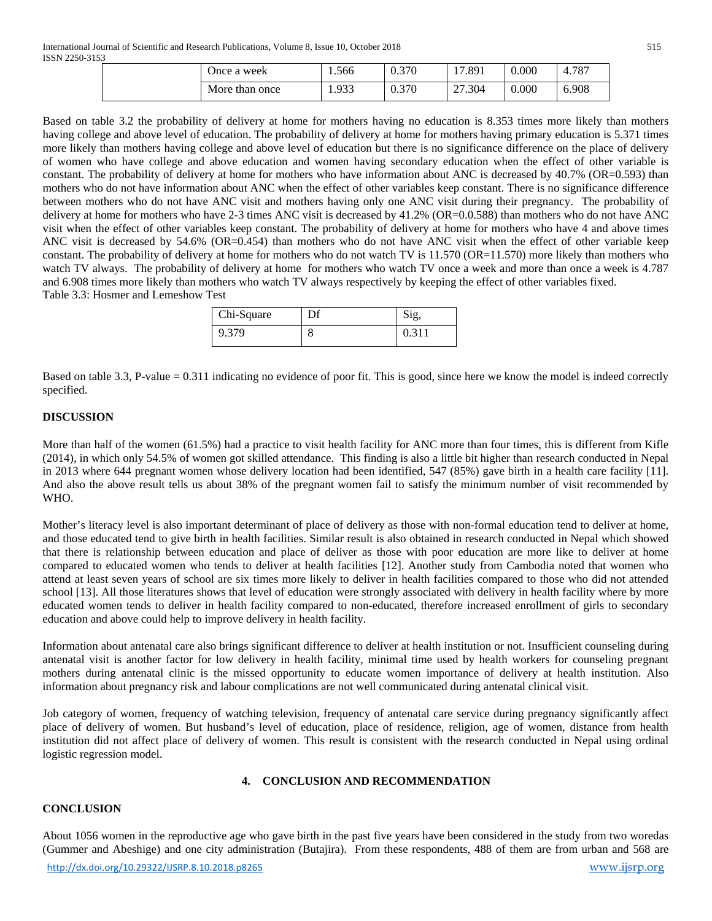| | Once a week | 1.566 | 0.370 | 17.891 | 0.000 | 4.787 |
|---|---|---|---|---|---|---|
| | More than once | 1.933 | 0.370 | 27.304 | 0.000 | 6.908 |

Based on table 3.2 the probability of delivery at home for mothers having no education is 8.353 times more likely than mothers having college and above level of education. The probability of delivery at home for mothers having primary education is 5.371 times more likely than mothers having college and above level of education but there is no significance difference on the place of delivery of women who have college and above education and women having secondary education when the effect of other variable is constant. The probability of delivery at home for mothers who have information about ANC is decreased by 40.7% (OR=0.593) than mothers who do not have information about ANC when the effect of other variables keep constant. There is no significance difference between mothers who do not have ANC visit and mothers having only one ANC visit during their pregnancy. The probability of delivery at home for mothers who have 2-3 times ANC visit is decreased by 41.2% (OR=0.0.588) than mothers who do not have ANC visit when the effect of other variables keep constant. The probability of delivery at home for mothers who have 4 and above times ANC visit is decreased by 54.6% (OR=0.454) than mothers who do not have ANC visit when the effect of other variable keep constant. The probability of delivery at home for mothers who do not watch TV is 11.570 (OR=11.570) more likely than mothers who watch TV always. The probability of delivery at home for mothers who watch TV once a week and more than once a week is 4.787 and 6.908 times more likely than mothers who watch TV always respectively by keeping the effect of other variables fixed.

Table 3.3: Hosmer and Lemeshow Test

| Chi-Square | Df | Sig, |
|---|---|---|
| 9.379 | 8 | 0.311 |

Based on table 3.3, P-value = 0.311 indicating no evidence of poor fit. This is good, since here we know the model is indeed correctly specified.

## DISCUSSION

More than half of the women (61.5%) had a practice to visit health facility for ANC more than four times, this is different from Kifle (2014), in which only 54.5% of women got skilled attendance. This finding is also a little bit higher than research conducted in Nepal in 2013 where 644 pregnant women whose delivery location had been identified, 547 (85%) gave birth in a health care facility [11]. And also the above result tells us about 38% of the pregnant women fail to satisfy the minimum number of visit recommended by WHO.

Mother's literacy level is also important determinant of place of delivery as those with non-formal education tend to deliver at home, and those educated tend to give birth in health facilities. Similar result is also obtained in research conducted in Nepal which showed that there is relationship between education and place of deliver as those with poor education are more like to deliver at home compared to educated women who tends to deliver at health facilities [12]. Another study from Cambodia noted that women who attend at least seven years of school are six times more likely to deliver in health facilities compared to those who did not attended school [13]. All those literatures shows that level of education were strongly associated with delivery in health facility where by more educated women tends to deliver in health facility compared to non-educated, therefore increased enrollment of girls to secondary education and above could help to improve delivery in health facility.

Information about antenatal care also brings significant difference to deliver at health institution or not. Insufficient counseling during antenatal visit is another factor for low delivery in health facility, minimal time used by health workers for counseling pregnant mothers during antenatal clinic is the missed opportunity to educate women importance of delivery at health institution. Also information about pregnancy risk and labour complications are not well communicated during antenatal clinical visit.

Job category of women, frequency of watching television, frequency of antenatal care service during pregnancy significantly affect place of delivery of women. But husband's level of education, place of residence, religion, age of women, distance from health institution did not affect place of delivery of women. This result is consistent with the research conducted in Nepal using ordinal logistic regression model.

## 4. CONCLUSION AND RECOMMENDATION

### CONCLUSION

About 1056 women in the reproductive age who gave birth in the past five years have been considered in the study from two woredas (Gummer and Abeshige) and one city administration (Butajira). From these respondents, 488 of them are from urban and 568 are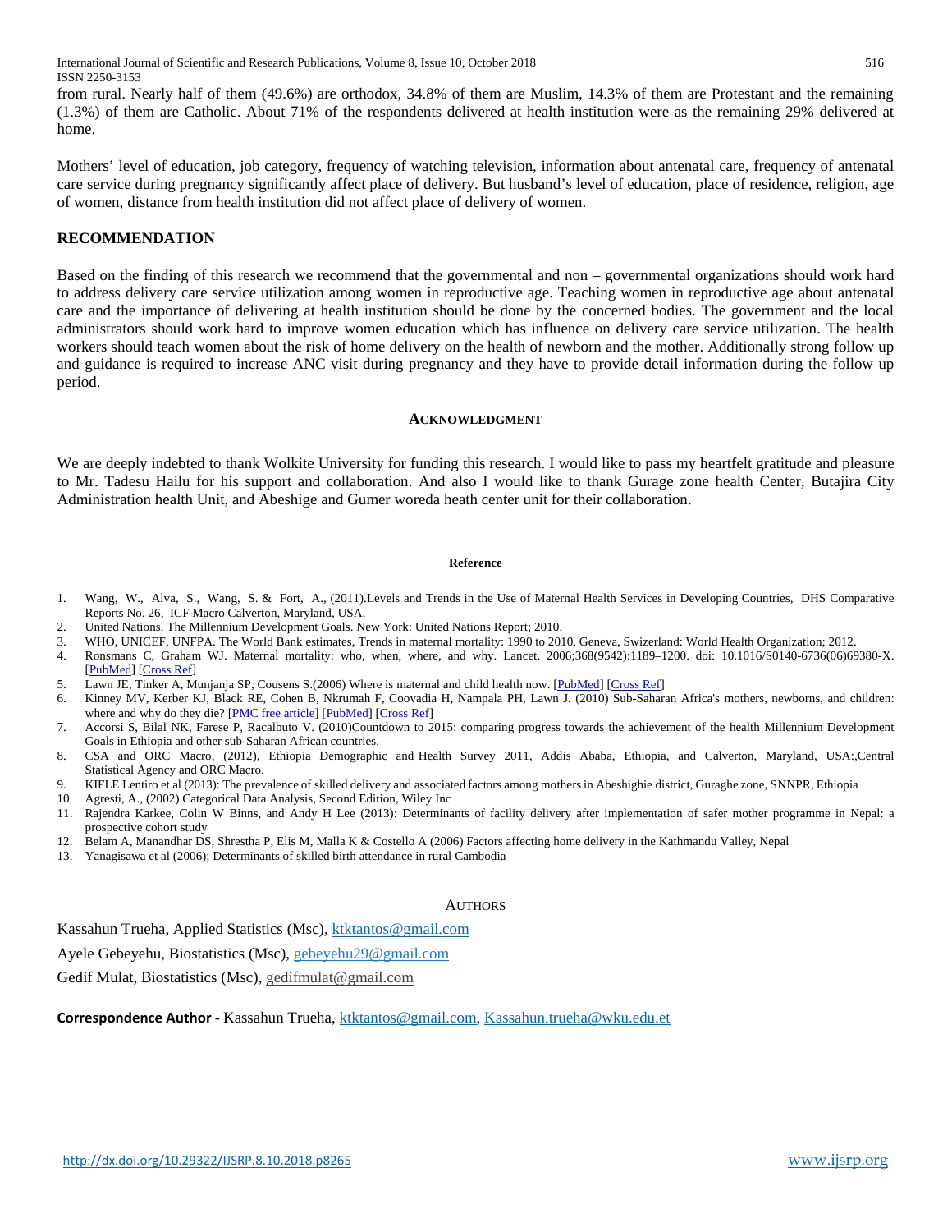from rural. Nearly half of them (49.6%) are orthodox, 34.8% of them are Muslim, 14.3% of them are Protestant and the remaining (1.3%) of them are Catholic. About 71% of the respondents delivered at health institution were as the remaining 29% delivered at home.

Mothers' level of education, job category, frequency of watching television, information about antenatal care, frequency of antenatal care service during pregnancy significantly affect place of delivery. But husband's level of education, place of residence, religion, age of women, distance from health institution did not affect place of delivery of women.

## RECOMMENDATION

Based on the finding of this research we recommend that the governmental and non – governmental organizations should work hard to address delivery care service utilization among women in reproductive age. Teaching women in reproductive age about antenatal care and the importance of delivering at health institution should be done by the concerned bodies. The government and the local administrators should work hard to improve women education which has influence on delivery care service utilization. The health workers should teach women about the risk of home delivery on the health of newborn and the mother. Additionally strong follow up and guidance is required to increase ANC visit during pregnancy and they have to provide detail information during the follow up period.

## ACKNOWLEDGMENT

We are deeply indebted to thank Wolkite University for funding this research. I would like to pass my heartfelt gratitude and pleasure to Mr. Tadesu Hailu for his support and collaboration. And also I would like to thank Gurage zone health Center, Butajira City Administration health Unit, and Abeshige and Gumer woreda heath center unit for their collaboration.

## Reference

1. Wang, W., Alva, S., Wang, S. & Fort, A., (2011).Levels and Trends in the Use of Maternal Health Services in Developing Countries, DHS Comparative Reports No. 26, ICF Macro Calverton, Maryland, USA.
2. United Nations. The Millennium Development Goals. New York: United Nations Report; 2010.
3. WHO, UNICEF, UNFPA. The World Bank estimates, Trends in maternal mortality: 1990 to 2010. Geneva, Swizerland: World Health Organization; 2012.
4. Ronsmans C, Graham WJ. Maternal mortality: who, when, where, and why. Lancet. 2006;368(9542):1189–1200. doi: 10.1016/S0140-6736(06)69380-X. [PubMed] [Cross Ref]
5. Lawn JE, Tinker A, Munjanja SP, Cousens S.(2006) Where is maternal and child health now. [PubMed] [Cross Ref]
6. Kinney MV, Kerber KJ, Black RE, Cohen B, Nkrumah F, Coovadia H, Nampala PH, Lawn J. (2010) Sub-Saharan Africa's mothers, newborns, and children: where and why do they die? [PMC free article] [PubMed] [Cross Ref]
7. Accorsi S, Bilal NK, Farese P, Racalbuto V. (2010)Countdown to 2015: comparing progress towards the achievement of the health Millennium Development Goals in Ethiopia and other sub-Saharan African countries.
8. CSA and ORC Macro, (2012), Ethiopia Demographic and Health Survey 2011, Addis Ababa, Ethiopia, and Calverton, Maryland, USA:,Central Statistical Agency and ORC Macro.
9. KIFLE Lentiro et al (2013): The prevalence of skilled delivery and associated factors among mothers in Abeshighie district, Guraghe zone, SNNPR, Ethiopia
10. Agresti, A., (2002).Categorical Data Analysis, Second Edition, Wiley Inc
11. Rajendra Karkee, Colin W Binns, and Andy H Lee (2013): Determinants of facility delivery after implementation of safer mother programme in Nepal: a prospective cohort study
12. Belam A, Manandhar DS, Shrestha P, Elis M, Malla K & Costello A (2006) Factors affecting home delivery in the Kathmandu Valley, Nepal
13. Yanagisawa et al (2006); Determinants of skilled birth attendance in rural Cambodia

## AUTHORS

Kassahun Trueha, Applied Statistics (Msc), ktktantos@gmail.com

Ayele Gebeyehu, Biostatistics (Msc), gebeyehu29@gmail.com

Gedif Mulat, Biostatistics (Msc), gedifmulat@gmail.com

**Correspondence Author -** Kassahun Trueha, ktktantos@gmail.com, Kassahun.trueha@wku.edu.et